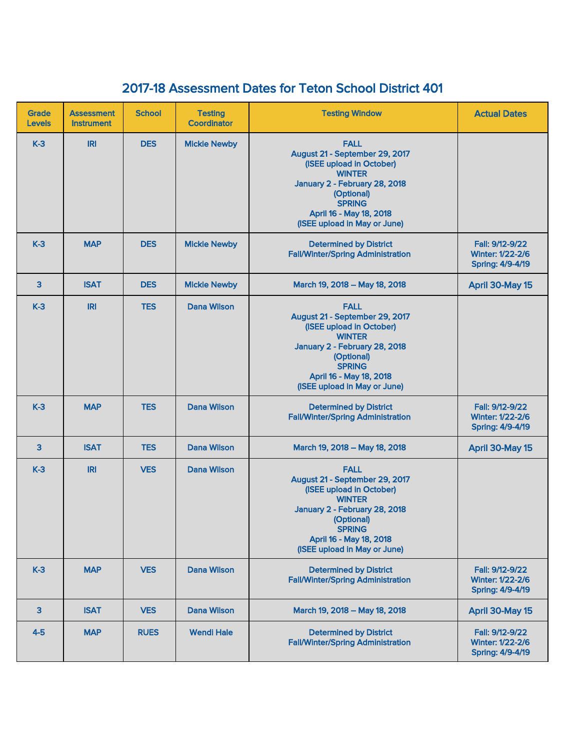# 2017-18 Assessment Dates for Teton School District 401

| Grade Levels | Assessment Instrument | School | Testing Coordinator | Testing Window | Actual Dates |
|---|---|---|---|---|---|
| K-3 | IRI | DES | Mickie Newby | FALL<br>August 21 - September 29, 2017<br>(ISEE upload in October)<br>WINTER<br>January 2 - February 28, 2018<br>(Optional)<br>SPRING<br>April 16 - May 18, 2018<br>(ISEE upload in May or June) | |
| K-3 | MAP | DES | Mickie Newby | Determined by District<br>Fall/Winter/Spring Administration | Fall: 9/12-9/22<br>Winter: 1/22-2/6<br>Spring: 4/9-4/19 |
| 3 | ISAT | DES | Mickie Newby | March 19, 2018 – May 18, 2018 | April 30-May 15 |
| K-3 | IRI | TES | Dana Wilson | FALL<br>August 21 - September 29, 2017<br>(ISEE upload in October)<br>WINTER<br>January 2 - February 28, 2018<br>(Optional)<br>SPRING<br>April 16 - May 18, 2018<br>(ISEE upload in May or June) | |
| K-3 | MAP | TES | Dana Wilson | Determined by District<br>Fall/Winter/Spring Administration | Fall: 9/12-9/22<br>Winter: 1/22-2/6<br>Spring: 4/9-4/19 |
| 3 | ISAT | TES | Dana Wilson | March 19, 2018 – May 18, 2018 | April 30-May 15 |
| K-3 | IRI | VES | Dana Wilson | FALL<br>August 21 - September 29, 2017<br>(ISEE upload in October)<br>WINTER<br>January 2 - February 28, 2018<br>(Optional)<br>SPRING<br>April 16 - May 18, 2018<br>(ISEE upload in May or June) | |
| K-3 | MAP | VES | Dana Wilson | Determined by District<br>Fall/Winter/Spring Administration | Fall: 9/12-9/22<br>Winter: 1/22-2/6<br>Spring: 4/9-4/19 |
| 3 | ISAT | VES | Dana Wilson | March 19, 2018 – May 18, 2018 | April 30-May 15 |
| 4-5 | MAP | RUES | Wendi Hale | Determined by District<br>Fall/Winter/Spring Administration | Fall: 9/12-9/22<br>Winter: 1/22-2/6<br>Spring: 4/9-4/19 |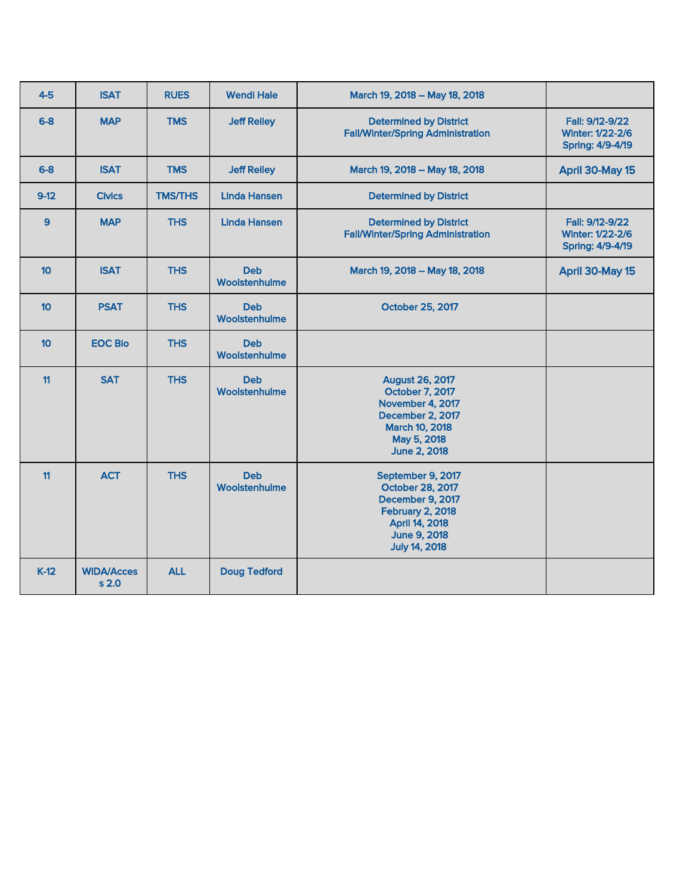| | | | | | |
|---|---|---|---|---|---|
| 4-5 | ISAT | RUES | Wendi Hale | March 19, 2018 – May 18, 2018 | |
| 6-8 | MAP | TMS | Jeff Reiley | Determined by District<br>Fall/Winter/Spring Administration | Fall: 9/12-9/22<br>Winter: 1/22-2/6<br>Spring: 4/9-4/19 |
| 6-8 | ISAT | TMS | Jeff Reiley | March 19, 2018 – May 18, 2018 | April 30-May 15 |
| 9-12 | Civics | TMS/THS | Linda Hansen | Determined by District | |
| 9 | MAP | THS | Linda Hansen | Determined by District<br>Fall/Winter/Spring Administration | Fall: 9/12-9/22<br>Winter: 1/22-2/6<br>Spring: 4/9-4/19 |
| 10 | ISAT | THS | Deb Woolstenhulme | March 19, 2018 – May 18, 2018 | April 30-May 15 |
| 10 | PSAT | THS | Deb Woolstenhulme | October 25, 2017 | |
| 10 | EOC Bio | THS | Deb Woolstenhulme | | |
| 11 | SAT | THS | Deb Woolstenhulme | August 26, 2017<br>October 7, 2017<br>November 4, 2017<br>December 2, 2017<br>March 10, 2018<br>May 5, 2018<br>June 2, 2018 | |
| 11 | ACT | THS | Deb Woolstenhulme | September 9, 2017<br>October 28, 2017<br>December 9, 2017<br>February 2, 2018<br>April 14, 2018<br>June 9, 2018<br>July 14, 2018 | |
| K-12 | WIDA/Access 2.0 | ALL | Doug Tedford | | |